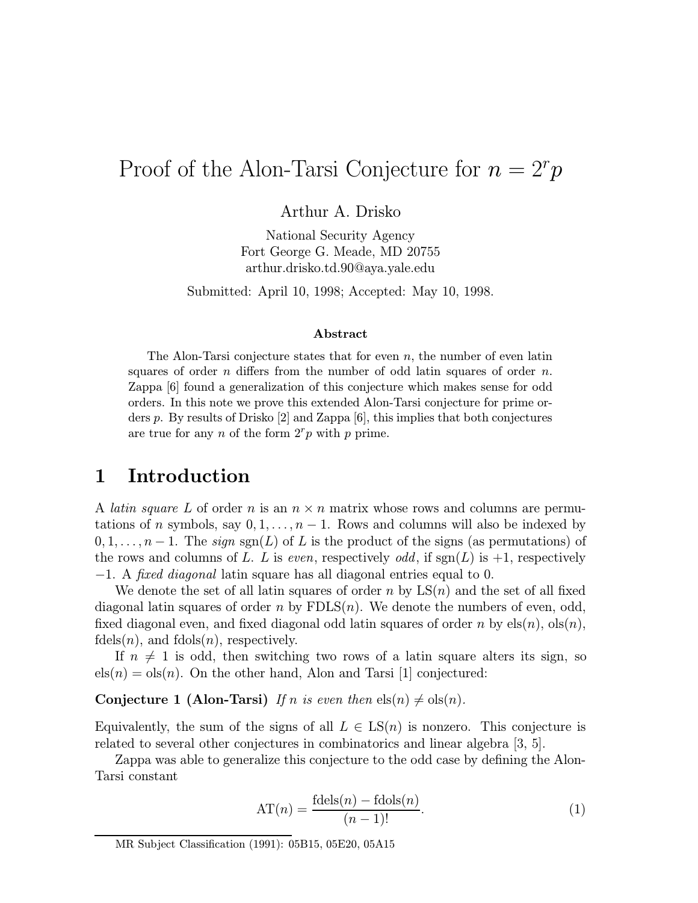# Proof of the Alon-Tarsi Conjecture for $n = 2^r p$

Arthur A. Drisko

National Security Agency
Fort George G. Meade, MD 20755
arthur.drisko.td.90@aya.yale.edu

Submitted: April 10, 1998; Accepted: May 10, 1998.

### Abstract

The Alon-Tarsi conjecture states that for even $n$, the number of even latin squares of order $n$ differs from the number of odd latin squares of order $n$. Zappa [6] found a generalization of this conjecture which makes sense for odd orders. In this note we prove this extended Alon-Tarsi conjecture for prime orders $p$. By results of Drisko [2] and Zappa [6], this implies that both conjectures are true for any $n$ of the form $2^r p$ with $p$ prime.

## 1 Introduction

A *latin square* $L$ of order $n$ is an $n \times n$ matrix whose rows and columns are permutations of $n$ symbols, say $0, 1, \ldots, n-1$. Rows and columns will also be indexed by $0, 1, \ldots, n-1$. The *sign* $\mathrm{sgn}(L)$ of $L$ is the product of the signs (as permutations) of the rows and columns of $L$. $L$ is *even*, respectively *odd*, if $\mathrm{sgn}(L)$ is $+1$, respectively $-1$. A *fixed diagonal* latin square has all diagonal entries equal to 0.

We denote the set of all latin squares of order $n$ by $\mathrm{LS}(n)$ and the set of all fixed diagonal latin squares of order $n$ by $\mathrm{FDLS}(n)$. We denote the numbers of even, odd, fixed diagonal even, and fixed diagonal odd latin squares of order $n$ by $\mathrm{els}(n)$, $\mathrm{ols}(n)$, $\mathrm{fdels}(n)$, and $\mathrm{fdols}(n)$, respectively.

If $n \neq 1$ is odd, then switching two rows of a latin square alters its sign, so $\mathrm{els}(n) = \mathrm{ols}(n)$. On the other hand, Alon and Tarsi [1] conjectured:

**Conjecture 1 (Alon-Tarsi)** *If $n$ is even then $\mathrm{els}(n) \neq \mathrm{ols}(n)$.*

Equivalently, the sum of the signs of all $L \in \mathrm{LS}(n)$ is nonzero. This conjecture is related to several other conjectures in combinatorics and linear algebra [3, 5].

Zappa was able to generalize this conjecture to the odd case by defining the Alon-Tarsi constant

$$\mathrm{AT}(n) = \frac{\mathrm{fdels}(n) - \mathrm{fdols}(n)}{(n-1)!}. \tag{1}$$

MR Subject Classification (1991): 05B15, 05E20, 05A15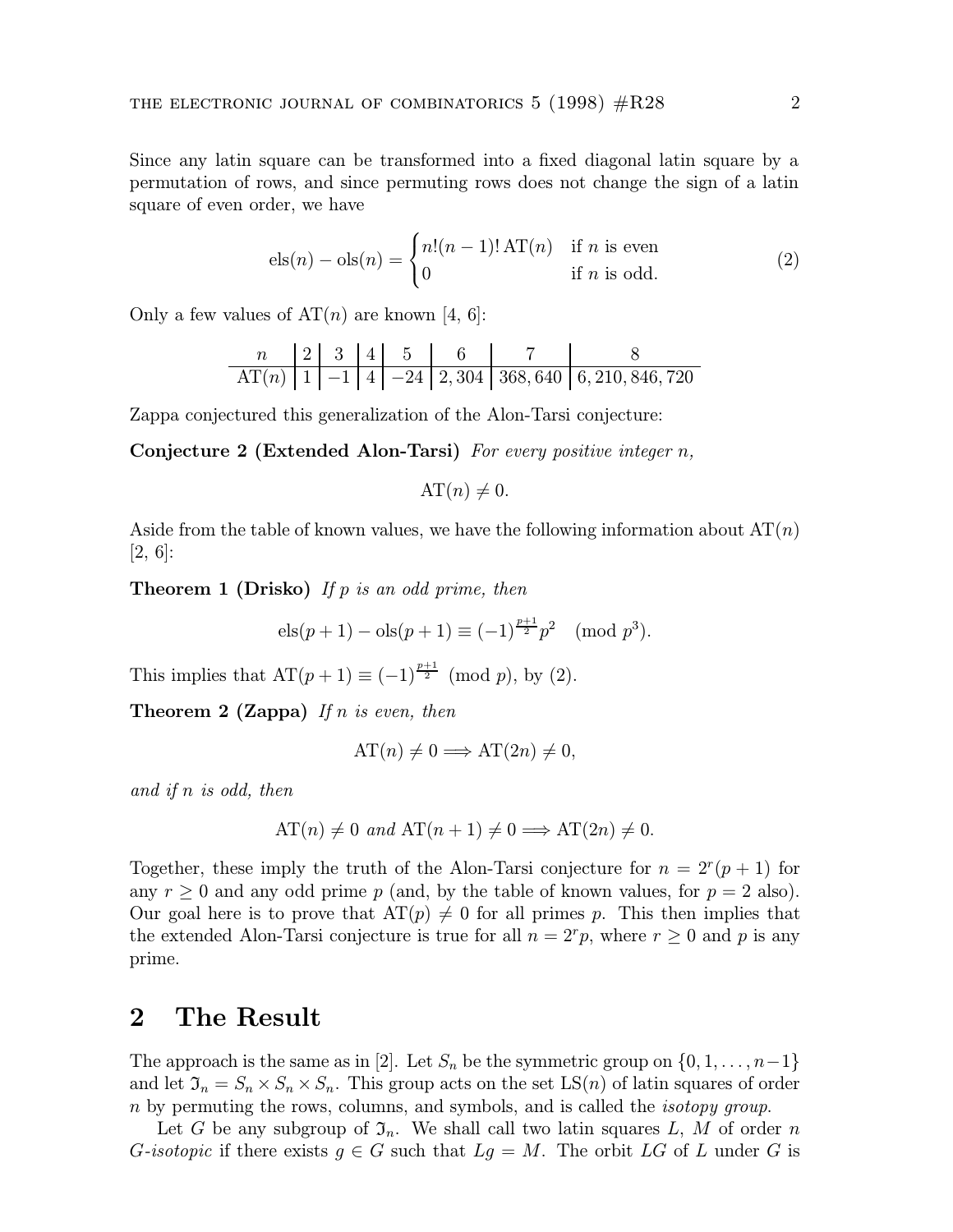Since any latin square can be transformed into a fixed diagonal latin square by a permutation of rows, and since permuting rows does not change the sign of a latin square of even order, we have

$$\mathrm{els}(n) - \mathrm{ols}(n) = \begin{cases} n!(n-1)!\,\mathrm{AT}(n) & \text{if } n \text{ is even} \\ 0 & \text{if } n \text{ is odd.} \end{cases} \tag{2}$$

Only a few values of $\mathrm{AT}(n)$ are known [4, 6]:

| $n$ | 2 | 3 | 4 | 5 | 6 | 7 | 8 |
|---|---|---|---|---|---|---|---|
| $\mathrm{AT}(n)$ | 1 | $-1$ | 4 | $-24$ | 2,304 | 368,640 | 6,210,846,720 |

Zappa conjectured this generalization of the Alon-Tarsi conjecture:

**Conjecture 2 (Extended Alon-Tarsi)** *For every positive integer $n$,*

$$\mathrm{AT}(n) \neq 0.$$

Aside from the table of known values, we have the following information about $\mathrm{AT}(n)$ [2, 6]:

**Theorem 1 (Drisko)** *If $p$ is an odd prime, then*

$$\mathrm{els}(p+1) - \mathrm{ols}(p+1) \equiv (-1)^{\frac{p+1}{2}} p^2 \pmod{p^3}.$$

This implies that $\mathrm{AT}(p+1) \equiv (-1)^{\frac{p+1}{2}} \pmod{p}$, by (2).

**Theorem 2 (Zappa)** *If $n$ is even, then*

$$\mathrm{AT}(n) \neq 0 \Longrightarrow \mathrm{AT}(2n) \neq 0,$$

*and if $n$ is odd, then*

$$\mathrm{AT}(n) \neq 0 \text{ and } \mathrm{AT}(n+1) \neq 0 \Longrightarrow \mathrm{AT}(2n) \neq 0.$$

Together, these imply the truth of the Alon-Tarsi conjecture for $n = 2^r(p+1)$ for any $r \geq 0$ and any odd prime $p$ (and, by the table of known values, for $p = 2$ also). Our goal here is to prove that $\mathrm{AT}(p) \neq 0$ for all primes $p$. This then implies that the extended Alon-Tarsi conjecture is true for all $n = 2^r p$, where $r \geq 0$ and $p$ is any prime.

## 2 The Result

The approach is the same as in [2]. Let $S_n$ be the symmetric group on $\{0, 1, \ldots, n-1\}$ and let $\mathfrak{I}_n = S_n \times S_n \times S_n$. This group acts on the set $\mathrm{LS}(n)$ of latin squares of order $n$ by permuting the rows, columns, and symbols, and is called the *isotopy group*.

Let $G$ be any subgroup of $\mathfrak{I}_n$. We shall call two latin squares $L$, $M$ of order $n$ *$G$-isotopic* if there exists $g \in G$ such that $Lg = M$. The orbit $LG$ of $L$ under $G$ is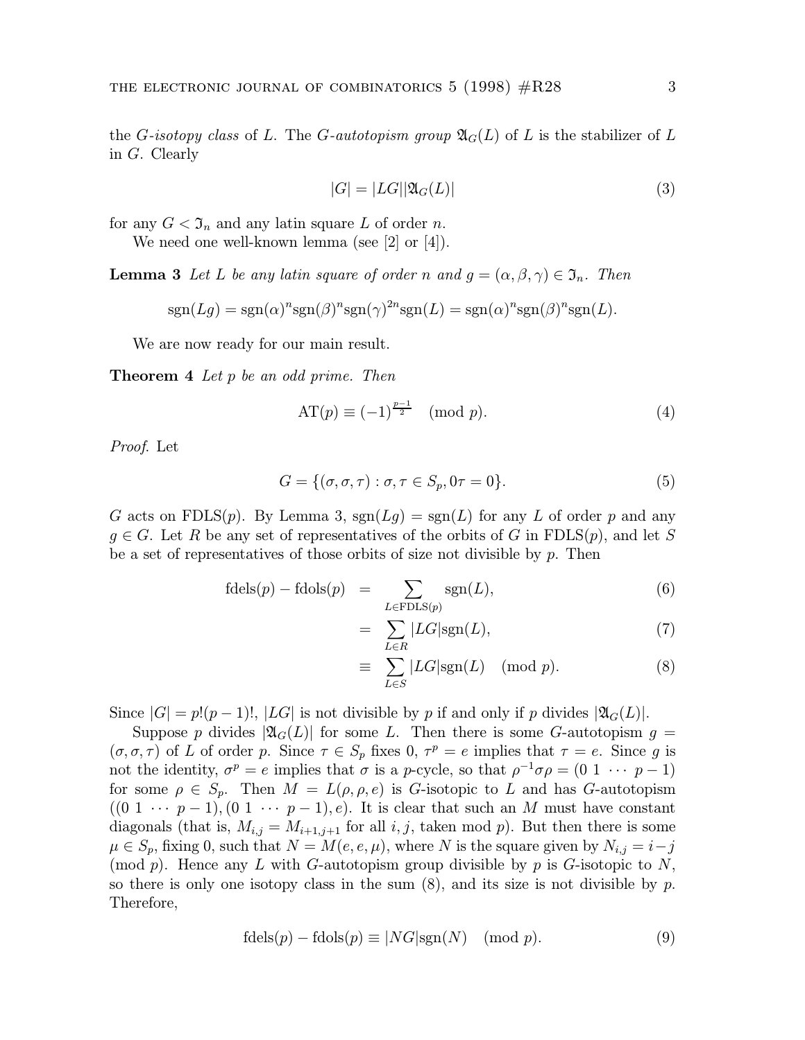the $G$-*isotopy class* of $L$. The $G$-*autotopism group* $\mathfrak{A}_G(L)$ of $L$ is the stabilizer of $L$ in $G$. Clearly

$$|G| = |LG||\mathfrak{A}_G(L)| \tag{3}$$

for any $G < \mathfrak{I}_n$ and any latin square $L$ of order $n$.

We need one well-known lemma (see [2] or [4]).

**Lemma 3** *Let $L$ be any latin square of order $n$ and $g = (\alpha, \beta, \gamma) \in \mathfrak{I}_n$. Then*

$$\operatorname{sgn}(Lg) = \operatorname{sgn}(\alpha)^n \operatorname{sgn}(\beta)^n \operatorname{sgn}(\gamma)^{2n} \operatorname{sgn}(L) = \operatorname{sgn}(\alpha)^n \operatorname{sgn}(\beta)^n \operatorname{sgn}(L).$$

We are now ready for our main result.

**Theorem 4** *Let $p$ be an odd prime. Then*

$$\operatorname{AT}(p) \equiv (-1)^{\frac{p-1}{2}} \pmod{p}. \tag{4}$$

*Proof.* Let

$$G = \{(\sigma, \sigma, \tau) : \sigma, \tau \in S_p, 0\tau = 0\}. \tag{5}$$

$G$ acts on $\operatorname{FDLS}(p)$. By Lemma 3, $\operatorname{sgn}(Lg) = \operatorname{sgn}(L)$ for any $L$ of order $p$ and any $g \in G$. Let $R$ be any set of representatives of the orbits of $G$ in $\operatorname{FDLS}(p)$, and let $S$ be a set of representatives of those orbits of size not divisible by $p$. Then

$$\begin{aligned}
\operatorname{fdels}(p) - \operatorname{fdols}(p) &= \sum_{L \in \operatorname{FDLS}(p)} \operatorname{sgn}(L), & (6)\\
&= \sum_{L \in R} |LG| \operatorname{sgn}(L), & (7)\\
&\equiv \sum_{L \in S} |LG| \operatorname{sgn}(L) \pmod{p}. & (8)
\end{aligned}$$

Since $|G| = p!(p-1)!$, $|LG|$ is not divisible by $p$ if and only if $p$ divides $|\mathfrak{A}_G(L)|$.

Suppose $p$ divides $|\mathfrak{A}_G(L)|$ for some $L$. Then there is some $G$-autotopism $g = (\sigma, \sigma, \tau)$ of $L$ of order $p$. Since $\tau \in S_p$ fixes 0, $\tau^p = e$ implies that $\tau = e$. Since $g$ is not the identity, $\sigma^p = e$ implies that $\sigma$ is a $p$-cycle, so that $\rho^{-1}\sigma\rho = (0\ 1\ \cdots\ p-1)$ for some $\rho \in S_p$. Then $M = L(\rho, \rho, e)$ is $G$-isotopic to $L$ and has $G$-autotopism $((0\ 1\ \cdots\ p-1), (0\ 1\ \cdots\ p-1), e)$. It is clear that such an $M$ must have constant diagonals (that is, $M_{i,j} = M_{i+1,j+1}$ for all $i, j$, taken mod $p$). But then there is some $\mu \in S_p$, fixing 0, such that $N = M(e, e, \mu)$, where $N$ is the square given by $N_{i,j} = i - j \pmod{p}$. Hence any $L$ with $G$-autotopism group divisible by $p$ is $G$-isotopic to $N$, so there is only one isotopy class in the sum (8), and its size is not divisible by $p$. Therefore,

$$\operatorname{fdels}(p) - \operatorname{fdols}(p) \equiv |NG| \operatorname{sgn}(N) \pmod{p}. \tag{9}$$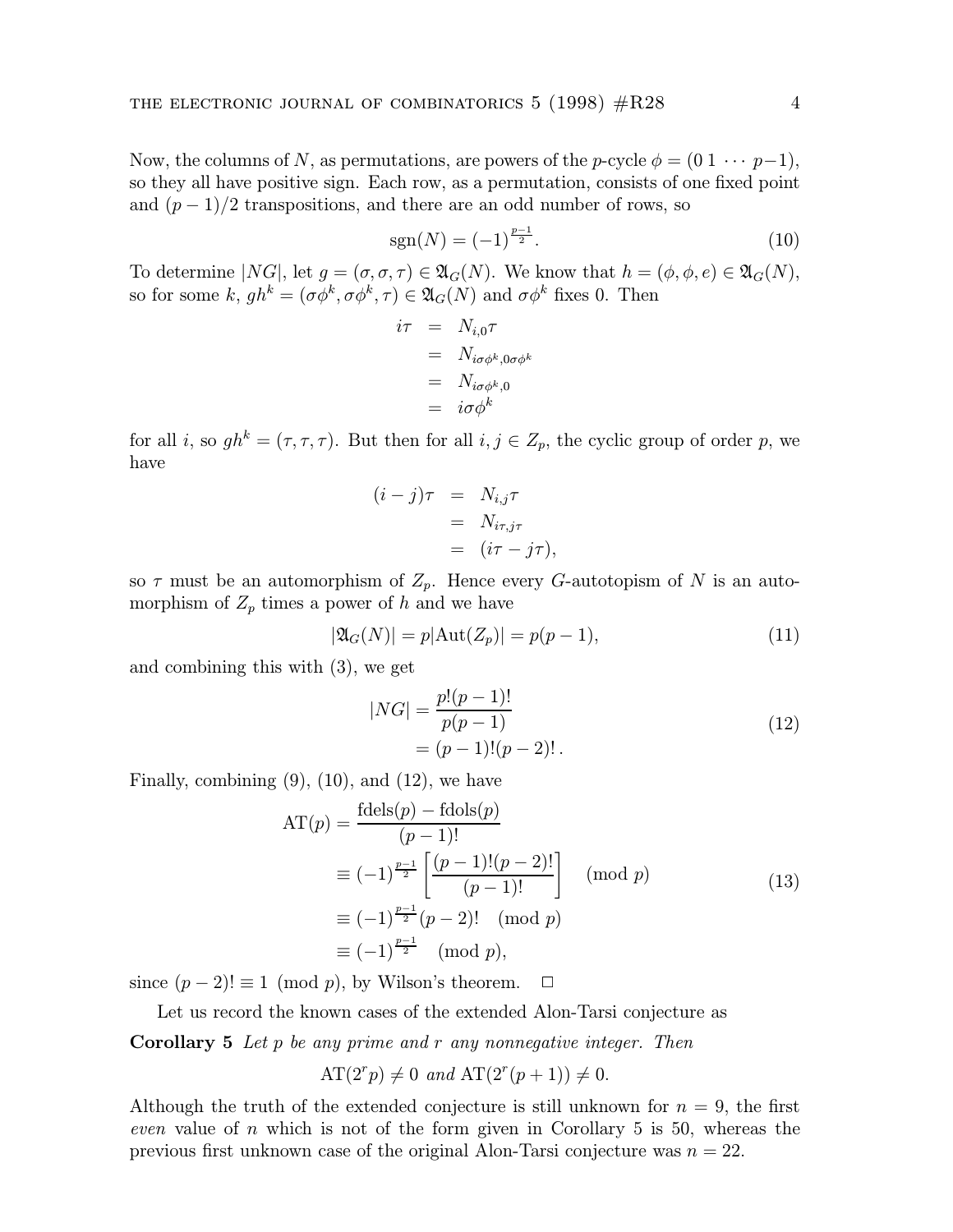Now, the columns of $N$, as permutations, are powers of the $p$-cycle $\phi = (0\,1\,\cdots\,p{-}1)$, so they all have positive sign. Each row, as a permutation, consists of one fixed point and $(p-1)/2$ transpositions, and there are an odd number of rows, so

$$\mathrm{sgn}(N) = (-1)^{\frac{p-1}{2}}. \tag{10}$$

To determine $|NG|$, let $g = (\sigma, \sigma, \tau) \in \mathfrak{A}_G(N)$. We know that $h = (\phi, \phi, e) \in \mathfrak{A}_G(N)$, so for some $k$, $gh^k = (\sigma\phi^k, \sigma\phi^k, \tau) \in \mathfrak{A}_G(N)$ and $\sigma\phi^k$ fixes 0. Then

$$\begin{aligned} i\tau &= N_{i,0}\tau \\ &= N_{i\sigma\phi^k, 0\sigma\phi^k} \\ &= N_{i\sigma\phi^k, 0} \\ &= i\sigma\phi^k \end{aligned}$$

for all $i$, so $gh^k = (\tau, \tau, \tau)$. But then for all $i, j \in Z_p$, the cyclic group of order $p$, we have

$$\begin{aligned} (i-j)\tau &= N_{i,j}\tau \\ &= N_{i\tau, j\tau} \\ &= (i\tau - j\tau), \end{aligned}$$

so $\tau$ must be an automorphism of $Z_p$. Hence every $G$-autotopism of $N$ is an automorphism of $Z_p$ times a power of $h$ and we have

$$|\mathfrak{A}_G(N)| = p|\mathrm{Aut}(Z_p)| = p(p-1), \tag{11}$$

and combining this with (3), we get

$$\begin{aligned} |NG| &= \frac{p!(p-1)!}{p(p-1)} \\ &= (p-1)!(p-2)!\,. \end{aligned} \tag{12}$$

Finally, combining (9), (10), and (12), we have

$$\begin{aligned} \mathrm{AT}(p) &= \frac{\mathrm{fdels}(p) - \mathrm{fdols}(p)}{(p-1)!} \\ &\equiv (-1)^{\frac{p-1}{2}} \left[\frac{(p-1)!(p-2)!}{(p-1)!}\right] \pmod p \\ &\equiv (-1)^{\frac{p-1}{2}}(p-2)! \pmod p \\ &\equiv (-1)^{\frac{p-1}{2}} \pmod p, \end{aligned} \tag{13}$$

since $(p-2)! \equiv 1 \pmod p$, by Wilson's theorem. □

Let us record the known cases of the extended Alon-Tarsi conjecture as

**Corollary 5** *Let $p$ be any prime and $r$ any nonnegative integer. Then*

$$\mathrm{AT}(2^r p) \neq 0 \text{ and } \mathrm{AT}(2^r(p+1)) \neq 0.$$

Although the truth of the extended conjecture is still unknown for $n = 9$, the first *even* value of $n$ which is not of the form given in Corollary 5 is 50, whereas the previous first unknown case of the original Alon-Tarsi conjecture was $n = 22$.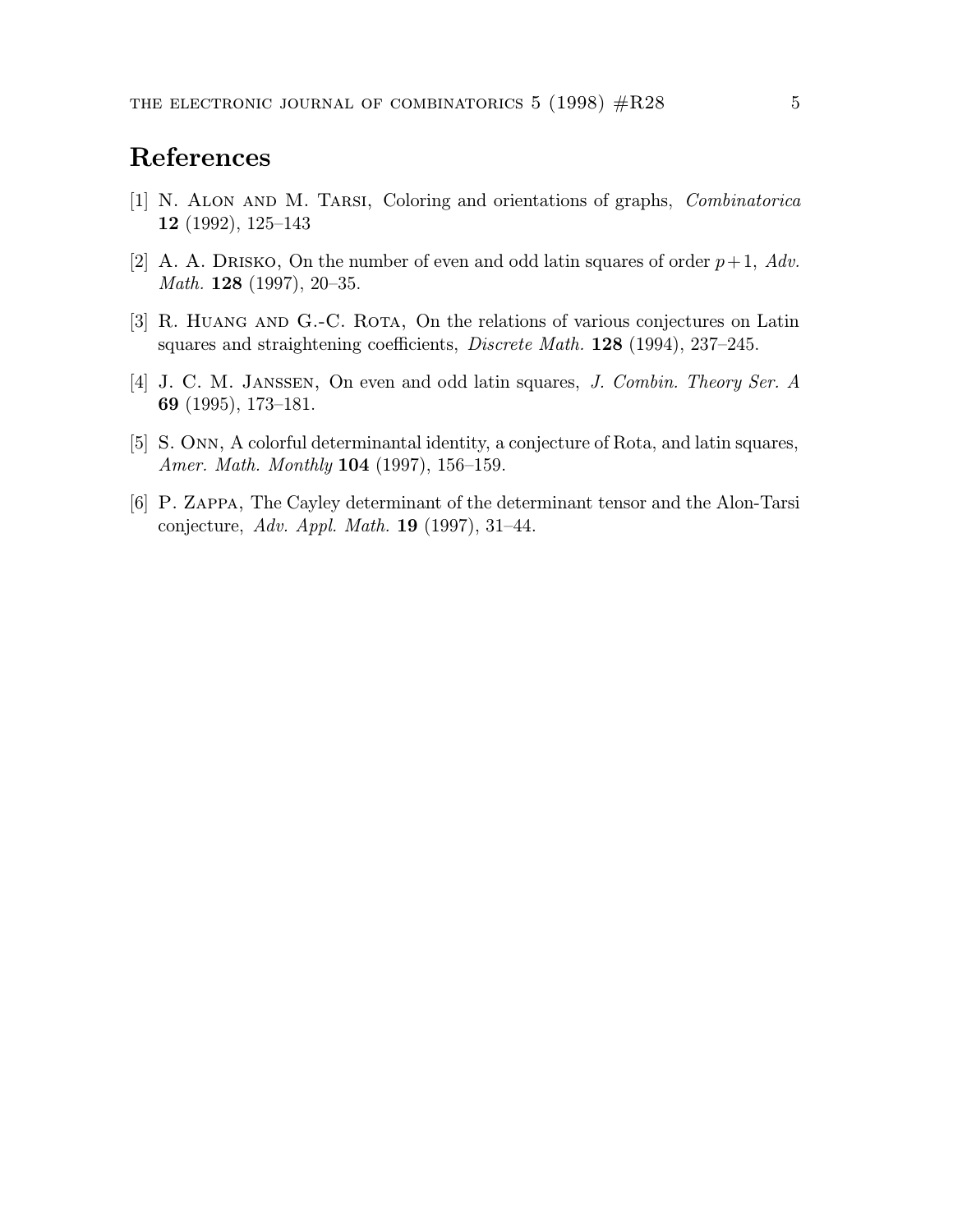## References

[1] N. Alon and M. Tarsi, Coloring and orientations of graphs, *Combinatorica* **12** (1992), 125–143

[2] A. A. Drisko, On the number of even and odd latin squares of order $p+1$, *Adv. Math.* **128** (1997), 20–35.

[3] R. Huang and G.-C. Rota, On the relations of various conjectures on Latin squares and straightening coefficients, *Discrete Math.* **128** (1994), 237–245.

[4] J. C. M. Janssen, On even and odd latin squares, *J. Combin. Theory Ser. A* **69** (1995), 173–181.

[5] S. Onn, A colorful determinantal identity, a conjecture of Rota, and latin squares, *Amer. Math. Monthly* **104** (1997), 156–159.

[6] P. Zappa, The Cayley determinant of the determinant tensor and the Alon-Tarsi conjecture, *Adv. Appl. Math.* **19** (1997), 31–44.